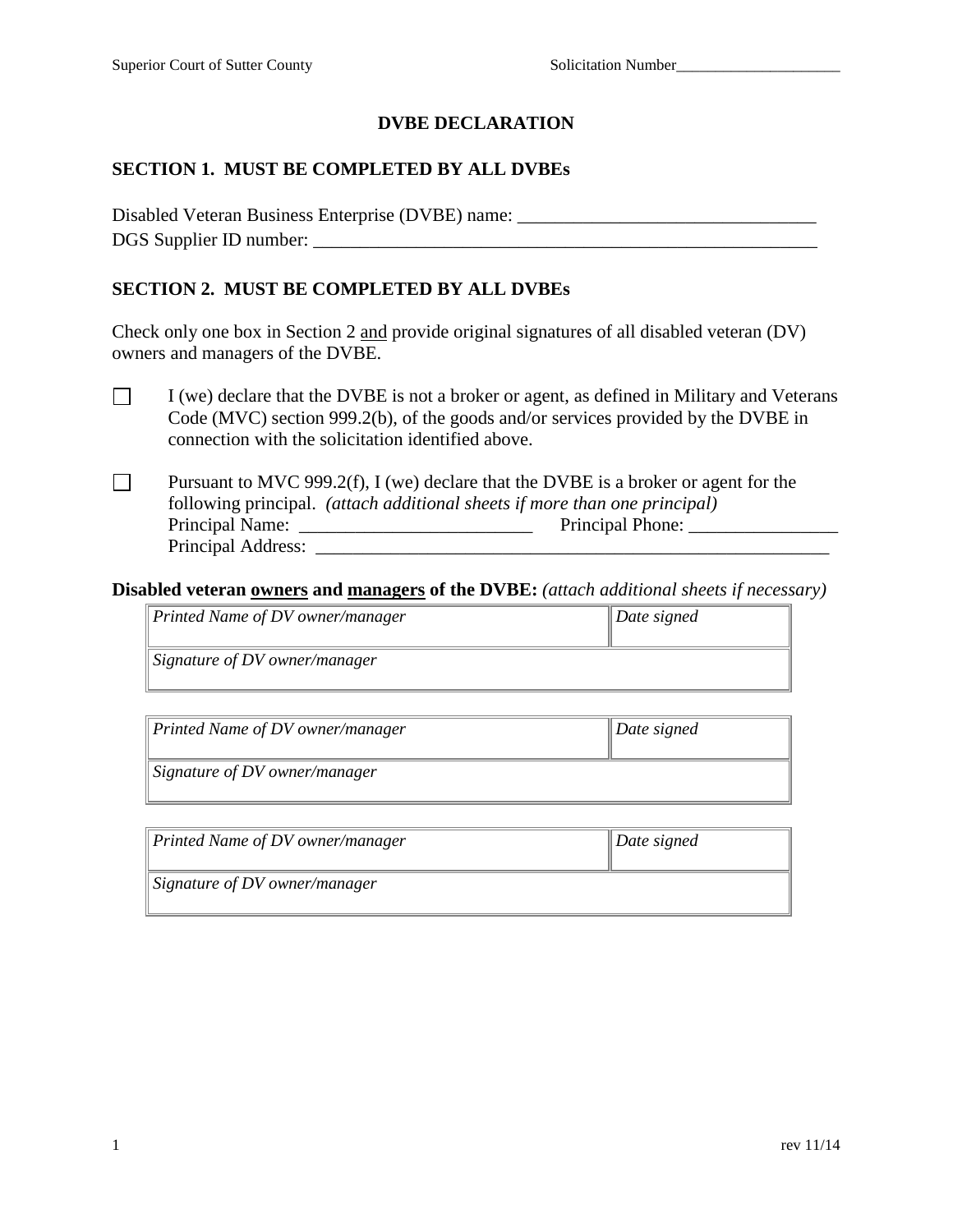Superior Court of Sutter County Solicitation Number_____________________

# DVBE DECLARATION

## SECTION 1. MUST BE COMPLETED BY ALL DVBEs

Disabled Veteran Business Enterprise (DVBE) name: ________________________________

DGS Supplier ID number: _______________________________________________________

## SECTION 2. MUST BE COMPLETED BY ALL DVBEs

Check only one box in Section 2 and provide original signatures of all disabled veteran (DV) owners and managers of the DVBE.

☐ I (we) declare that the DVBE is not a broker or agent, as defined in Military and Veterans Code (MVC) section 999.2(b), of the goods and/or services provided by the DVBE in connection with the solicitation identified above.

☐ Pursuant to MVC 999.2(f), I (we) declare that the DVBE is a broker or agent for the following principal. *(attach additional sheets if more than one principal)*
Principal Name: _________________________ Principal Phone: ________________
Principal Address: ________________________________________________________

**Disabled veteran owners and managers of the DVBE:** *(attach additional sheets if necessary)*

| *Printed Name of DV owner/manager* | *Date signed* |
|---|---|
| *Signature of DV owner/manager* | |

| *Printed Name of DV owner/manager* | *Date signed* |
|---|---|
| *Signature of DV owner/manager* | |

| *Printed Name of DV owner/manager* | *Date signed* |
|---|---|
| *Signature of DV owner/manager* | |

rev 11/14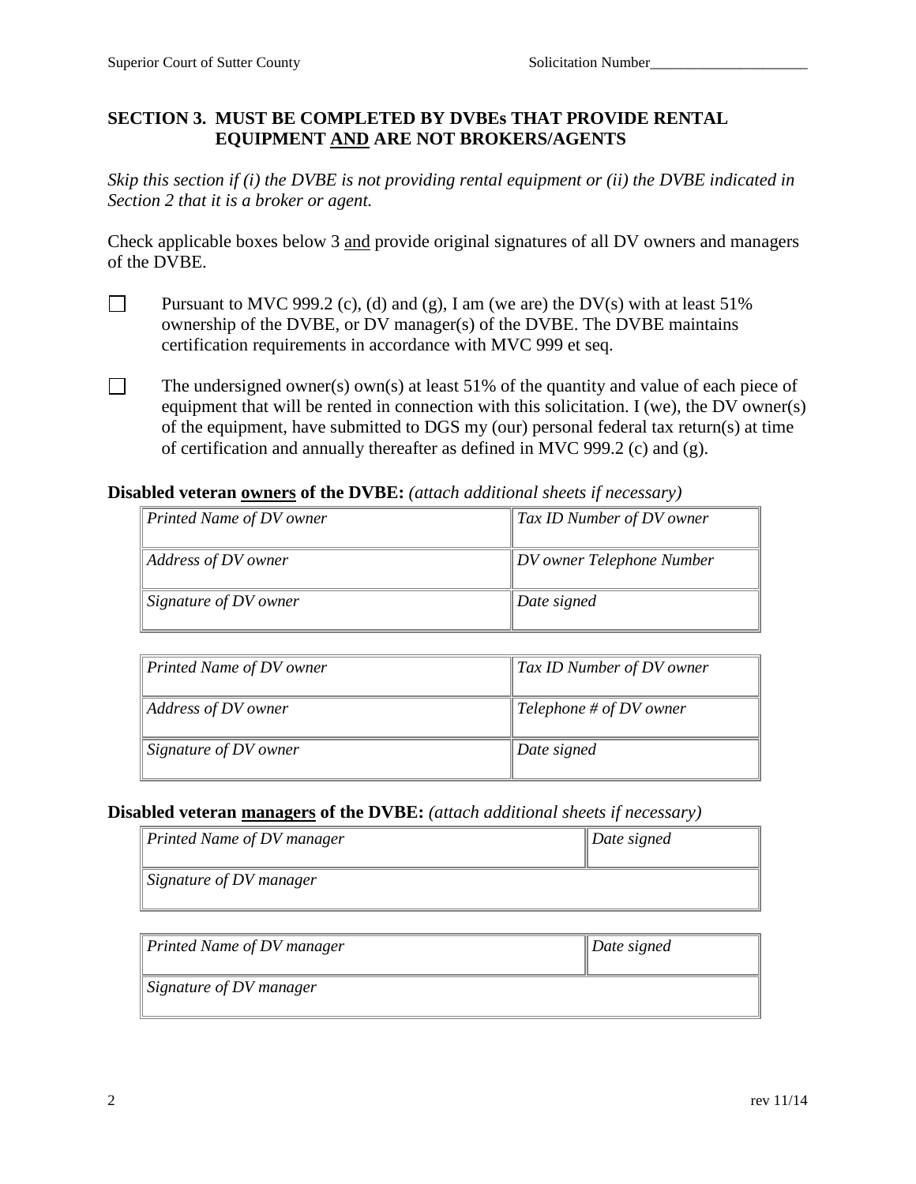Solicitation Number_____________________

### SECTION 3. MUST BE COMPLETED BY DVBEs THAT PROVIDE RENTAL EQUIPMENT AND ARE NOT BROKERS/AGENTS

*Skip this section if (i) the DVBE is not providing rental equipment or (ii) the DVBE indicated in Section 2 that it is a broker or agent.*

Check applicable boxes below 3 and provide original signatures of all DV owners and managers of the DVBE.

☐ Pursuant to MVC 999.2 (c), (d) and (g), I am (we are) the DV(s) with at least 51% ownership of the DVBE, or DV manager(s) of the DVBE. The DVBE maintains certification requirements in accordance with MVC 999 et seq.

☐ The undersigned owner(s) own(s) at least 51% of the quantity and value of each piece of equipment that will be rented in connection with this solicitation. I (we), the DV owner(s) of the equipment, have submitted to DGS my (our) personal federal tax return(s) at time of certification and annually thereafter as defined in MVC 999.2 (c) and (g).

**Disabled veteran owners of the DVBE:** *(attach additional sheets if necessary)*

| *Printed Name of DV owner* | *Tax ID Number of DV owner* |
|---|---|
| *Address of DV owner* | *DV owner Telephone Number* |
| *Signature of DV owner* | *Date signed* |

| *Printed Name of DV owner* | *Tax ID Number of DV owner* |
|---|---|
| *Address of DV owner* | *Telephone # of DV owner* |
| *Signature of DV owner* | *Date signed* |

**Disabled veteran managers of the DVBE:** *(attach additional sheets if necessary)*

| *Printed Name of DV manager* | *Date signed* |
|---|---|
| *Signature of DV manager* | |

| *Printed Name of DV manager* | *Date signed* |
|---|---|
| *Signature of DV manager* | |

rev 11/14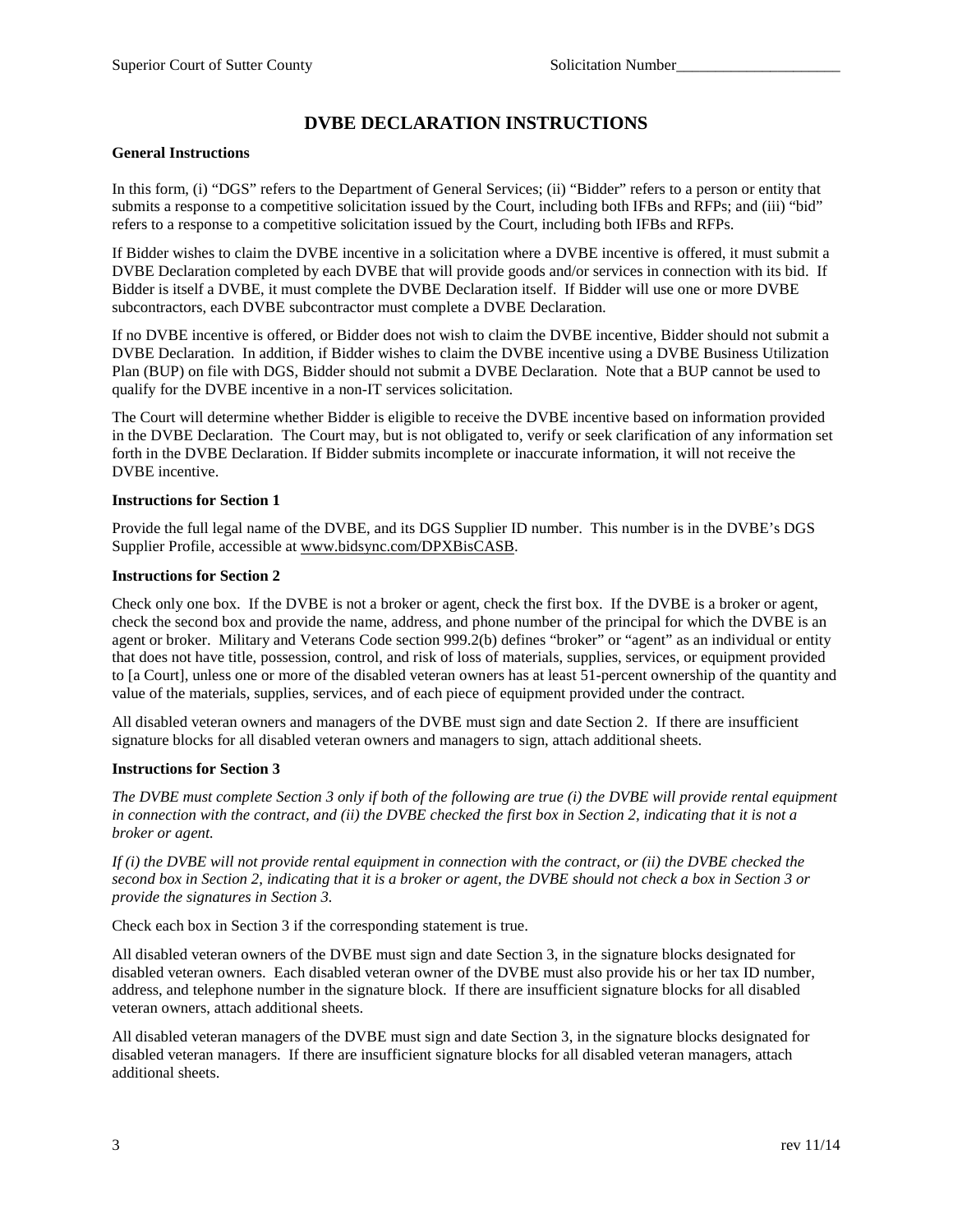# DVBE DECLARATION INSTRUCTIONS

**General Instructions**

In this form, (i) "DGS" refers to the Department of General Services; (ii) "Bidder" refers to a person or entity that submits a response to a competitive solicitation issued by the Court, including both IFBs and RFPs; and (iii) "bid" refers to a response to a competitive solicitation issued by the Court, including both IFBs and RFPs.

If Bidder wishes to claim the DVBE incentive in a solicitation where a DVBE incentive is offered, it must submit a DVBE Declaration completed by each DVBE that will provide goods and/or services in connection with its bid. If Bidder is itself a DVBE, it must complete the DVBE Declaration itself. If Bidder will use one or more DVBE subcontractors, each DVBE subcontractor must complete a DVBE Declaration.

If no DVBE incentive is offered, or Bidder does not wish to claim the DVBE incentive, Bidder should not submit a DVBE Declaration. In addition, if Bidder wishes to claim the DVBE incentive using a DVBE Business Utilization Plan (BUP) on file with DGS, Bidder should not submit a DVBE Declaration. Note that a BUP cannot be used to qualify for the DVBE incentive in a non-IT services solicitation.

The Court will determine whether Bidder is eligible to receive the DVBE incentive based on information provided in the DVBE Declaration. The Court may, but is not obligated to, verify or seek clarification of any information set forth in the DVBE Declaration. If Bidder submits incomplete or inaccurate information, it will not receive the DVBE incentive.

**Instructions for Section 1**

Provide the full legal name of the DVBE, and its DGS Supplier ID number. This number is in the DVBE's DGS Supplier Profile, accessible at www.bidsync.com/DPXBisCASB.

**Instructions for Section 2**

Check only one box. If the DVBE is not a broker or agent, check the first box. If the DVBE is a broker or agent, check the second box and provide the name, address, and phone number of the principal for which the DVBE is an agent or broker. Military and Veterans Code section 999.2(b) defines "broker" or "agent" as an individual or entity that does not have title, possession, control, and risk of loss of materials, supplies, services, or equipment provided to [a Court], unless one or more of the disabled veteran owners has at least 51-percent ownership of the quantity and value of the materials, supplies, services, and of each piece of equipment provided under the contract.

All disabled veteran owners and managers of the DVBE must sign and date Section 2. If there are insufficient signature blocks for all disabled veteran owners and managers to sign, attach additional sheets.

**Instructions for Section 3**

*The DVBE must complete Section 3 only if both of the following are true (i) the DVBE will provide rental equipment in connection with the contract, and (ii) the DVBE checked the first box in Section 2, indicating that it is not a broker or agent.*

*If (i) the DVBE will not provide rental equipment in connection with the contract, or (ii) the DVBE checked the second box in Section 2, indicating that it is a broker or agent, the DVBE should not check a box in Section 3 or provide the signatures in Section 3.*

Check each box in Section 3 if the corresponding statement is true.

All disabled veteran owners of the DVBE must sign and date Section 3, in the signature blocks designated for disabled veteran owners. Each disabled veteran owner of the DVBE must also provide his or her tax ID number, address, and telephone number in the signature block. If there are insufficient signature blocks for all disabled veteran owners, attach additional sheets.

All disabled veteran managers of the DVBE must sign and date Section 3, in the signature blocks designated for disabled veteran managers. If there are insufficient signature blocks for all disabled veteran managers, attach additional sheets.